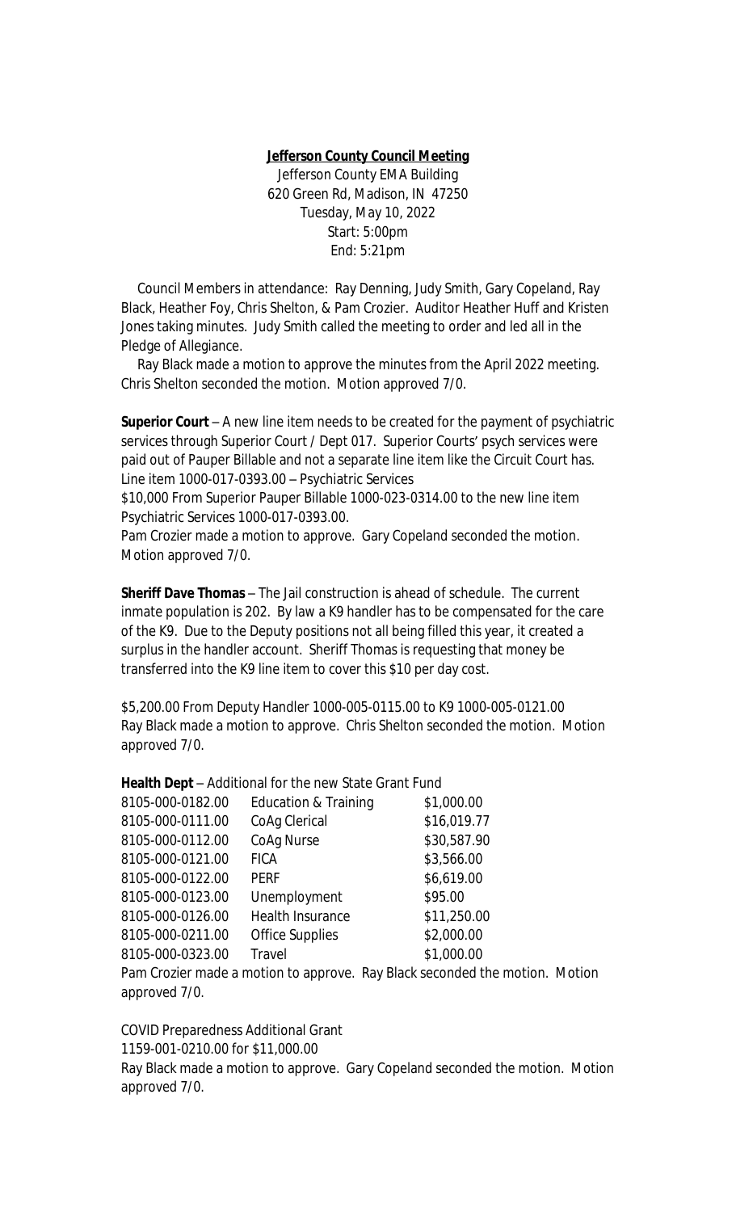**Jefferson County Council Meeting**

Jefferson County EMA Building
620 Green Rd, Madison, IN 47250
Tuesday, May 10, 2022
Start: 5:00pm
End: 5:21pm

Council Members in attendance: Ray Denning, Judy Smith, Gary Copeland, Ray Black, Heather Foy, Chris Shelton, & Pam Crozier. Auditor Heather Huff and Kristen Jones taking minutes. Judy Smith called the meeting to order and led all in the Pledge of Allegiance.

Ray Black made a motion to approve the minutes from the April 2022 meeting. Chris Shelton seconded the motion. Motion approved 7/0.

**Superior Court** – A new line item needs to be created for the payment of psychiatric services through Superior Court / Dept 017. Superior Courts' psych services were paid out of Pauper Billable and not a separate line item like the Circuit Court has.
Line item 1000-017-0393.00 – Psychiatric Services
$10,000 From Superior Pauper Billable 1000-023-0314.00 to the new line item Psychiatric Services 1000-017-0393.00.
Pam Crozier made a motion to approve. Gary Copeland seconded the motion. Motion approved 7/0.

**Sheriff Dave Thomas** – The Jail construction is ahead of schedule. The current inmate population is 202. By law a K9 handler has to be compensated for the care of the K9. Due to the Deputy positions not all being filled this year, it created a surplus in the handler account. Sheriff Thomas is requesting that money be transferred into the K9 line item to cover this $10 per day cost.

$5,200.00 From Deputy Handler 1000-005-0115.00 to K9 1000-005-0121.00
Ray Black made a motion to approve. Chris Shelton seconded the motion. Motion approved 7/0.

**Health Dept** – Additional for the new State Grant Fund

| | | |
|---|---|---|
| 8105-000-0182.00 | Education & Training | $1,000.00 |
| 8105-000-0111.00 | CoAg Clerical | $16,019.77 |
| 8105-000-0112.00 | CoAg Nurse | $30,587.90 |
| 8105-000-0121.00 | FICA | $3,566.00 |
| 8105-000-0122.00 | PERF | $6,619.00 |
| 8105-000-0123.00 | Unemployment | $95.00 |
| 8105-000-0126.00 | Health Insurance | $11,250.00 |
| 8105-000-0211.00 | Office Supplies | $2,000.00 |
| 8105-000-0323.00 | Travel | $1,000.00 |

Pam Crozier made a motion to approve. Ray Black seconded the motion. Motion approved 7/0.

COVID Preparedness Additional Grant
1159-001-0210.00 for $11,000.00
Ray Black made a motion to approve. Gary Copeland seconded the motion. Motion approved 7/0.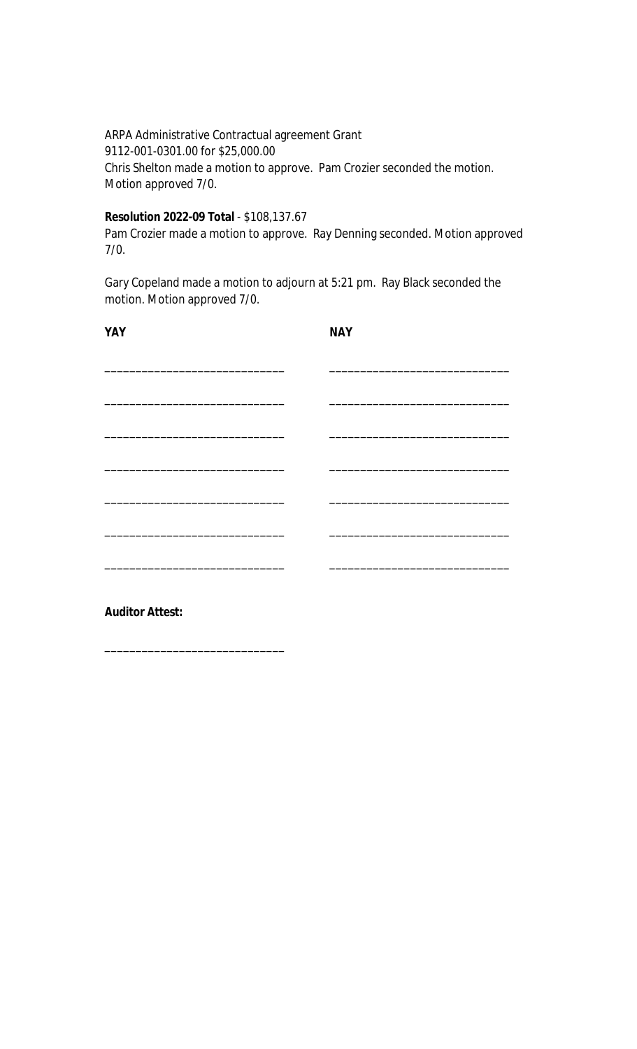ARPA Administrative Contractual agreement Grant
9112-001-0301.00 for $25,000.00
Chris Shelton made a motion to approve. Pam Crozier seconded the motion. Motion approved 7/0.

**Resolution 2022-09 Total** - $108,137.67
Pam Crozier made a motion to approve. Ray Denning seconded. Motion approved 7/0.

Gary Copeland made a motion to adjourn at 5:21 pm. Ray Black seconded the motion. Motion approved 7/0.

| **YAY** | **NAY** |
| --- | --- |
| ____________________________ | ____________________________ |
| ____________________________ | ____________________________ |
| ____________________________ | ____________________________ |
| ____________________________ | ____________________________ |
| ____________________________ | ____________________________ |
| ____________________________ | ____________________________ |
| ____________________________ | ____________________________ |

**Auditor Attest:**

____________________________